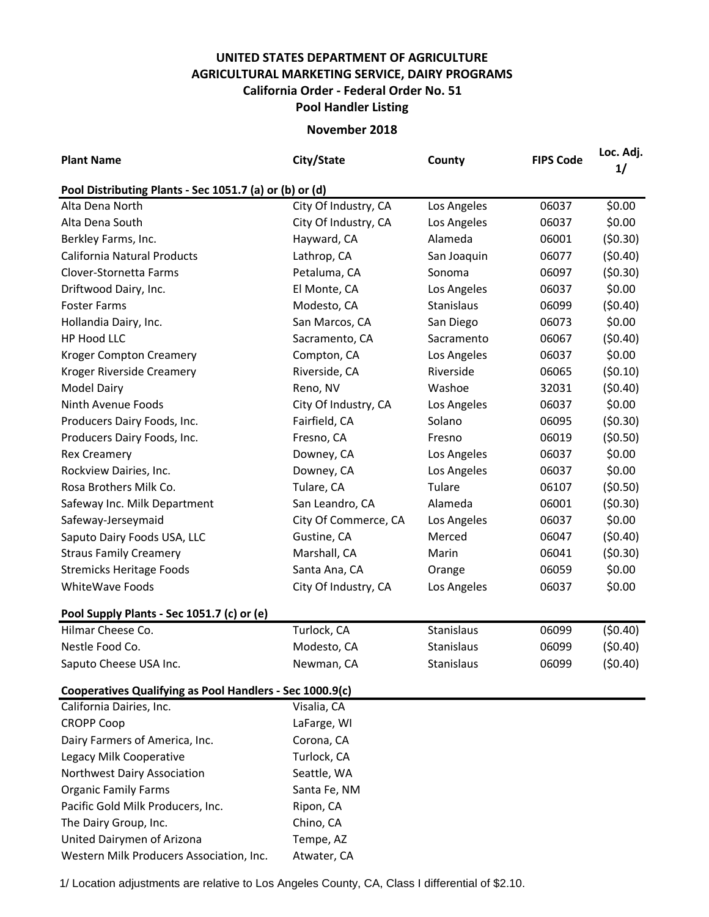# UNITED STATES DEPARTMENT OF AGRICULTURE
## AGRICULTURAL MARKETING SERVICE, DAIRY PROGRAMS
## California Order - Federal Order No. 51
## Pool Handler Listing

**November 2018**

| Plant Name | City/State | County | FIPS Code | Loc. Adj. 1/ |
|---|---|---|---|---|
| **Pool Distributing Plants - Sec 1051.7 (a) or (b) or (d)** | | | | |
| Alta Dena North | City Of Industry, CA | Los Angeles | 06037 | $0.00 |
| Alta Dena South | City Of Industry, CA | Los Angeles | 06037 | $0.00 |
| Berkley Farms, Inc. | Hayward, CA | Alameda | 06001 | ($0.30) |
| California Natural Products | Lathrop, CA | San Joaquin | 06077 | ($0.40) |
| Clover-Stornetta Farms | Petaluma, CA | Sonoma | 06097 | ($0.30) |
| Driftwood Dairy, Inc. | El Monte, CA | Los Angeles | 06037 | $0.00 |
| Foster Farms | Modesto, CA | Stanislaus | 06099 | ($0.40) |
| Hollandia Dairy, Inc. | San Marcos, CA | San Diego | 06073 | $0.00 |
| HP Hood LLC | Sacramento, CA | Sacramento | 06067 | ($0.40) |
| Kroger Compton Creamery | Compton, CA | Los Angeles | 06037 | $0.00 |
| Kroger Riverside Creamery | Riverside, CA | Riverside | 06065 | ($0.10) |
| Model Dairy | Reno, NV | Washoe | 32031 | ($0.40) |
| Ninth Avenue Foods | City Of Industry, CA | Los Angeles | 06037 | $0.00 |
| Producers Dairy Foods, Inc. | Fairfield, CA | Solano | 06095 | ($0.30) |
| Producers Dairy Foods, Inc. | Fresno, CA | Fresno | 06019 | ($0.50) |
| Rex Creamery | Downey, CA | Los Angeles | 06037 | $0.00 |
| Rockview Dairies, Inc. | Downey, CA | Los Angeles | 06037 | $0.00 |
| Rosa Brothers Milk Co. | Tulare, CA | Tulare | 06107 | ($0.50) |
| Safeway Inc. Milk Department | San Leandro, CA | Alameda | 06001 | ($0.30) |
| Safeway-Jerseymaid | City Of Commerce, CA | Los Angeles | 06037 | $0.00 |
| Saputo Dairy Foods USA, LLC | Gustine, CA | Merced | 06047 | ($0.40) |
| Straus Family Creamery | Marshall, CA | Marin | 06041 | ($0.30) |
| Stremicks Heritage Foods | Santa Ana, CA | Orange | 06059 | $0.00 |
| WhiteWave Foods | City Of Industry, CA | Los Angeles | 06037 | $0.00 |
| **Pool Supply Plants - Sec 1051.7 (c) or (e)** | | | | |
| Hilmar Cheese Co. | Turlock, CA | Stanislaus | 06099 | ($0.40) |
| Nestle Food Co. | Modesto, CA | Stanislaus | 06099 | ($0.40) |
| Saputo Cheese USA Inc. | Newman, CA | Stanislaus | 06099 | ($0.40) |
| **Cooperatives Qualifying as Pool Handlers - Sec 1000.9(c)** | | | | |
| California Dairies, Inc. | Visalia, CA | | | |
| CROPP Coop | LaFarge, WI | | | |
| Dairy Farmers of America, Inc. | Corona, CA | | | |
| Legacy Milk Cooperative | Turlock, CA | | | |
| Northwest Dairy Association | Seattle, WA | | | |
| Organic Family Farms | Santa Fe, NM | | | |
| Pacific Gold Milk Producers, Inc. | Ripon, CA | | | |
| The Dairy Group, Inc. | Chino, CA | | | |
| United Dairymen of Arizona | Tempe, AZ | | | |
| Western Milk Producers Association, Inc. | Atwater, CA | | | |

1/ Location adjustments are relative to Los Angeles County, CA, Class I differential of $2.10.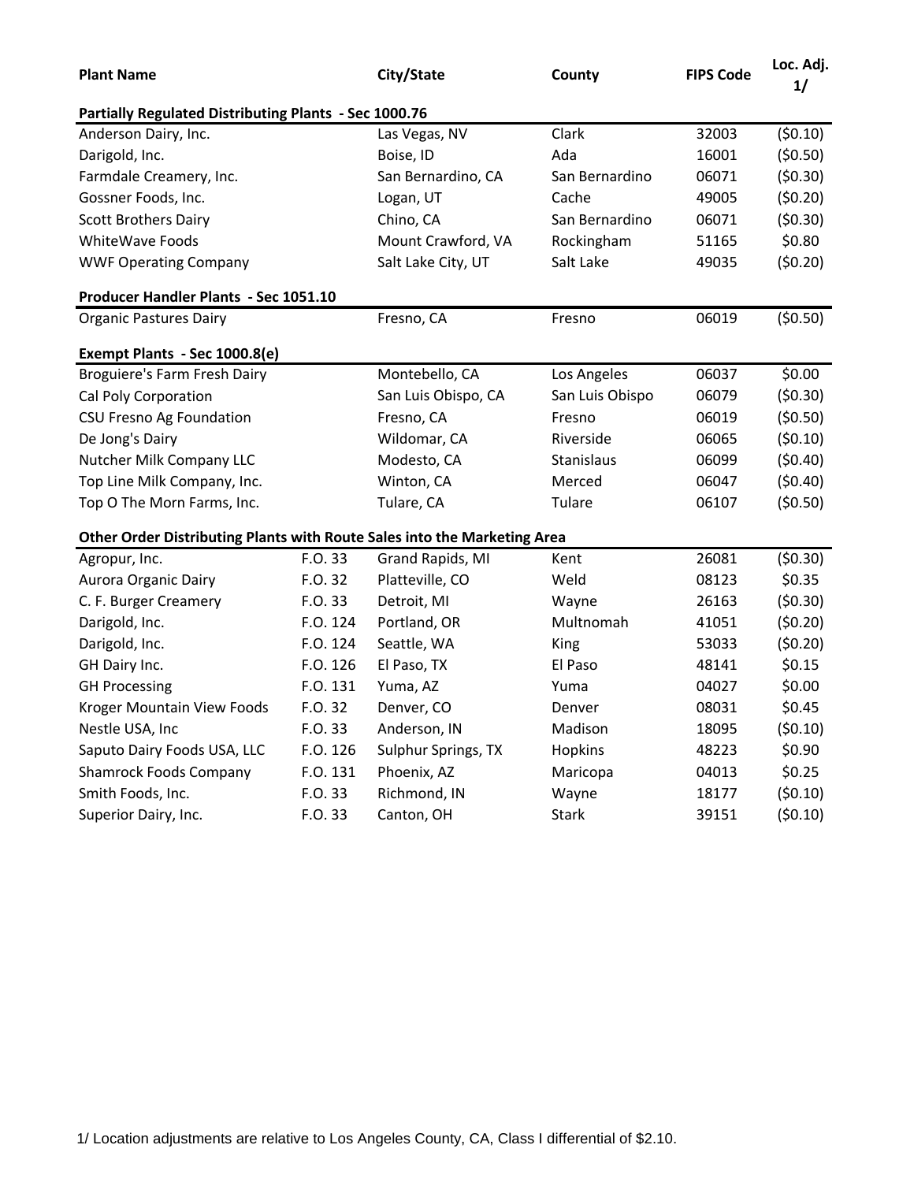| Plant Name | | City/State | County | FIPS Code | Loc. Adj. 1/ |
|---|---|---|---|---|---|
| **Partially Regulated Distributing Plants - Sec 1000.76** | | | | | |
| Anderson Dairy, Inc. | | Las Vegas, NV | Clark | 32003 | ($0.10) |
| Darigold, Inc. | | Boise, ID | Ada | 16001 | ($0.50) |
| Farmdale Creamery, Inc. | | San Bernardino, CA | San Bernardino | 06071 | ($0.30) |
| Gossner Foods, Inc. | | Logan, UT | Cache | 49005 | ($0.20) |
| Scott Brothers Dairy | | Chino, CA | San Bernardino | 06071 | ($0.30) |
| WhiteWave Foods | | Mount Crawford, VA | Rockingham | 51165 | $0.80 |
| WWF Operating Company | | Salt Lake City, UT | Salt Lake | 49035 | ($0.20) |
| **Producer Handler Plants - Sec 1051.10** | | | | | |
| Organic Pastures Dairy | | Fresno, CA | Fresno | 06019 | ($0.50) |
| **Exempt Plants - Sec 1000.8(e)** | | | | | |
| Broguiere's Farm Fresh Dairy | | Montebello, CA | Los Angeles | 06037 | $0.00 |
| Cal Poly Corporation | | San Luis Obispo, CA | San Luis Obispo | 06079 | ($0.30) |
| CSU Fresno Ag Foundation | | Fresno, CA | Fresno | 06019 | ($0.50) |
| De Jong's Dairy | | Wildomar, CA | Riverside | 06065 | ($0.10) |
| Nutcher Milk Company LLC | | Modesto, CA | Stanislaus | 06099 | ($0.40) |
| Top Line Milk Company, Inc. | | Winton, CA | Merced | 06047 | ($0.40) |
| Top O The Morn Farms, Inc. | | Tulare, CA | Tulare | 06107 | ($0.50) |
| **Other Order Distributing Plants with Route Sales into the Marketing Area** | | | | | |
| Agropur, Inc. | F.O. 33 | Grand Rapids, MI | Kent | 26081 | ($0.30) |
| Aurora Organic Dairy | F.O. 32 | Platteville, CO | Weld | 08123 | $0.35 |
| C. F. Burger Creamery | F.O. 33 | Detroit, MI | Wayne | 26163 | ($0.30) |
| Darigold, Inc. | F.O. 124 | Portland, OR | Multnomah | 41051 | ($0.20) |
| Darigold, Inc. | F.O. 124 | Seattle, WA | King | 53033 | ($0.20) |
| GH Dairy Inc. | F.O. 126 | El Paso, TX | El Paso | 48141 | $0.15 |
| GH Processing | F.O. 131 | Yuma, AZ | Yuma | 04027 | $0.00 |
| Kroger Mountain View Foods | F.O. 32 | Denver, CO | Denver | 08031 | $0.45 |
| Nestle USA, Inc | F.O. 33 | Anderson, IN | Madison | 18095 | ($0.10) |
| Saputo Dairy Foods USA, LLC | F.O. 126 | Sulphur Springs, TX | Hopkins | 48223 | $0.90 |
| Shamrock Foods Company | F.O. 131 | Phoenix, AZ | Maricopa | 04013 | $0.25 |
| Smith Foods, Inc. | F.O. 33 | Richmond, IN | Wayne | 18177 | ($0.10) |
| Superior Dairy, Inc. | F.O. 33 | Canton, OH | Stark | 39151 | ($0.10) |

1/ Location adjustments are relative to Los Angeles County, CA, Class I differential of $2.10.